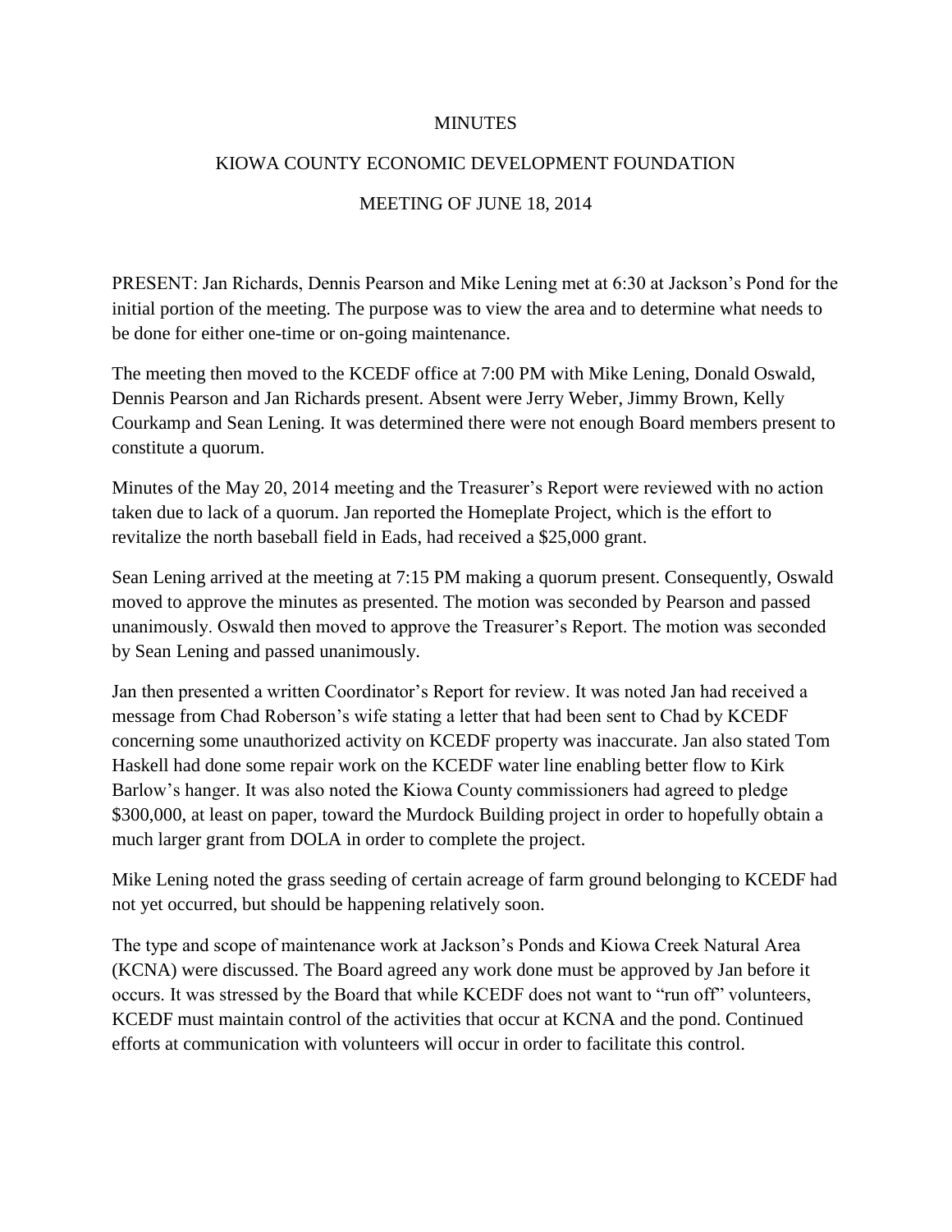MINUTES

KIOWA COUNTY ECONOMIC DEVELOPMENT FOUNDATION

MEETING OF JUNE 18, 2014

PRESENT: Jan Richards, Dennis Pearson and Mike Lening met at 6:30 at Jackson's Pond for the initial portion of the meeting. The purpose was to view the area and to determine what needs to be done for either one-time or on-going maintenance.

The meeting then moved to the KCEDF office at 7:00 PM with Mike Lening, Donald Oswald, Dennis Pearson and Jan Richards present. Absent were Jerry Weber, Jimmy Brown, Kelly Courkamp and Sean Lening. It was determined there were not enough Board members present to constitute a quorum.

Minutes of the May 20, 2014 meeting and the Treasurer's Report were reviewed with no action taken due to lack of a quorum. Jan reported the Homeplate Project, which is the effort to revitalize the north baseball field in Eads, had received a $25,000 grant.

Sean Lening arrived at the meeting at 7:15 PM making a quorum present. Consequently, Oswald moved to approve the minutes as presented. The motion was seconded by Pearson and passed unanimously. Oswald then moved to approve the Treasurer's Report. The motion was seconded by Sean Lening and passed unanimously.

Jan then presented a written Coordinator's Report for review. It was noted Jan had received a message from Chad Roberson's wife stating a letter that had been sent to Chad by KCEDF concerning some unauthorized activity on KCEDF property was inaccurate. Jan also stated Tom Haskell had done some repair work on the KCEDF water line enabling better flow to Kirk Barlow's hanger. It was also noted the Kiowa County commissioners had agreed to pledge $300,000, at least on paper, toward the Murdock Building project in order to hopefully obtain a much larger grant from DOLA in order to complete the project.

Mike Lening noted the grass seeding of certain acreage of farm ground belonging to KCEDF had not yet occurred, but should be happening relatively soon.

The type and scope of maintenance work at Jackson's Ponds and Kiowa Creek Natural Area (KCNA) were discussed. The Board agreed any work done must be approved by Jan before it occurs. It was stressed by the Board that while KCEDF does not want to "run off" volunteers, KCEDF must maintain control of the activities that occur at KCNA and the pond. Continued efforts at communication with volunteers will occur in order to facilitate this control.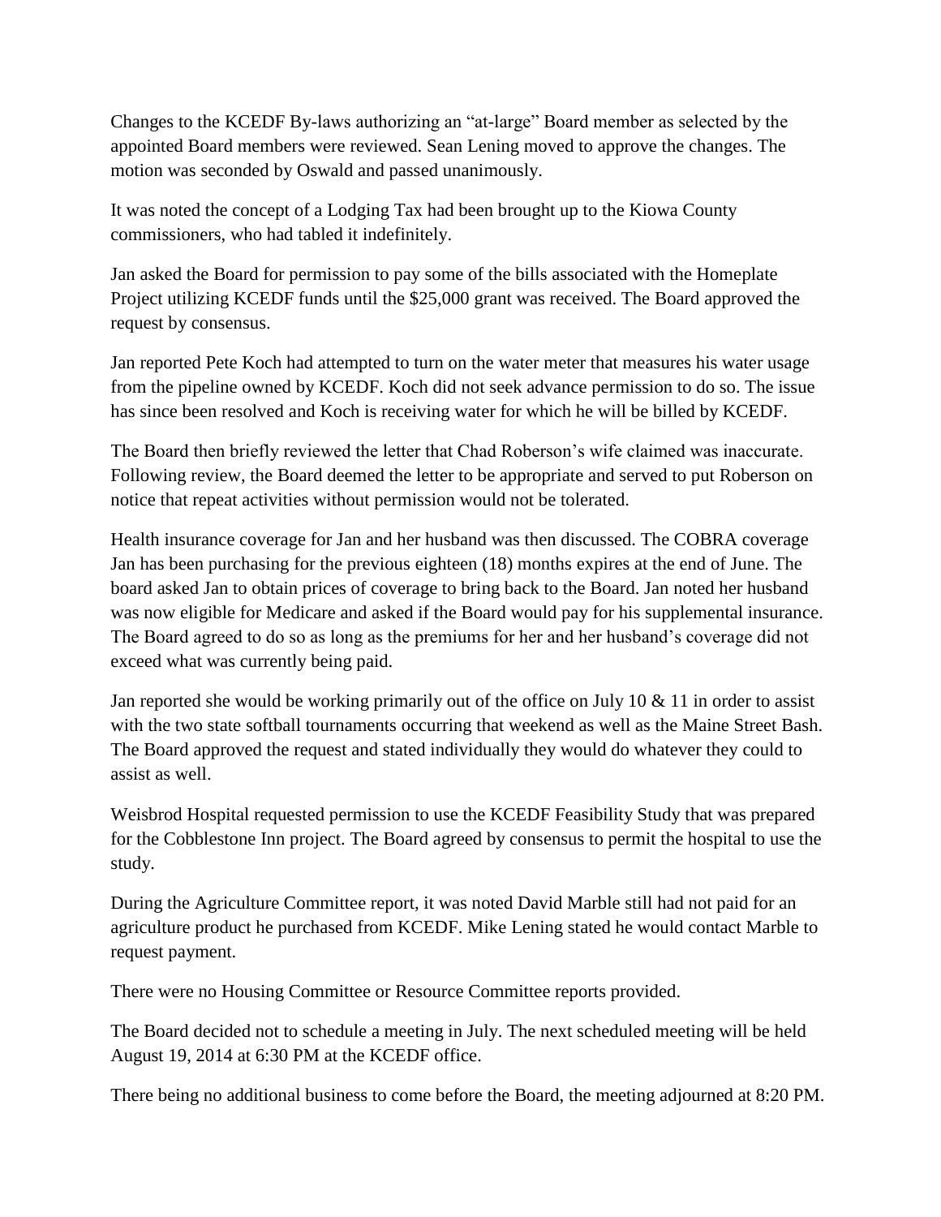Changes to the KCEDF By-laws authorizing an "at-large" Board member as selected by the appointed Board members were reviewed. Sean Lening moved to approve the changes. The motion was seconded by Oswald and passed unanimously.

It was noted the concept of a Lodging Tax had been brought up to the Kiowa County commissioners, who had tabled it indefinitely.

Jan asked the Board for permission to pay some of the bills associated with the Homeplate Project utilizing KCEDF funds until the $25,000 grant was received. The Board approved the request by consensus.

Jan reported Pete Koch had attempted to turn on the water meter that measures his water usage from the pipeline owned by KCEDF. Koch did not seek advance permission to do so. The issue has since been resolved and Koch is receiving water for which he will be billed by KCEDF.

The Board then briefly reviewed the letter that Chad Roberson's wife claimed was inaccurate. Following review, the Board deemed the letter to be appropriate and served to put Roberson on notice that repeat activities without permission would not be tolerated.

Health insurance coverage for Jan and her husband was then discussed. The COBRA coverage Jan has been purchasing for the previous eighteen (18) months expires at the end of June. The board asked Jan to obtain prices of coverage to bring back to the Board. Jan noted her husband was now eligible for Medicare and asked if the Board would pay for his supplemental insurance. The Board agreed to do so as long as the premiums for her and her husband's coverage did not exceed what was currently being paid.

Jan reported she would be working primarily out of the office on July 10 & 11 in order to assist with the two state softball tournaments occurring that weekend as well as the Maine Street Bash. The Board approved the request and stated individually they would do whatever they could to assist as well.

Weisbrod Hospital requested permission to use the KCEDF Feasibility Study that was prepared for the Cobblestone Inn project. The Board agreed by consensus to permit the hospital to use the study.

During the Agriculture Committee report, it was noted David Marble still had not paid for an agriculture product he purchased from KCEDF. Mike Lening stated he would contact Marble to request payment.

There were no Housing Committee or Resource Committee reports provided.

The Board decided not to schedule a meeting in July. The next scheduled meeting will be held August 19, 2014 at 6:30 PM at the KCEDF office.

There being no additional business to come before the Board, the meeting adjourned at 8:20 PM.